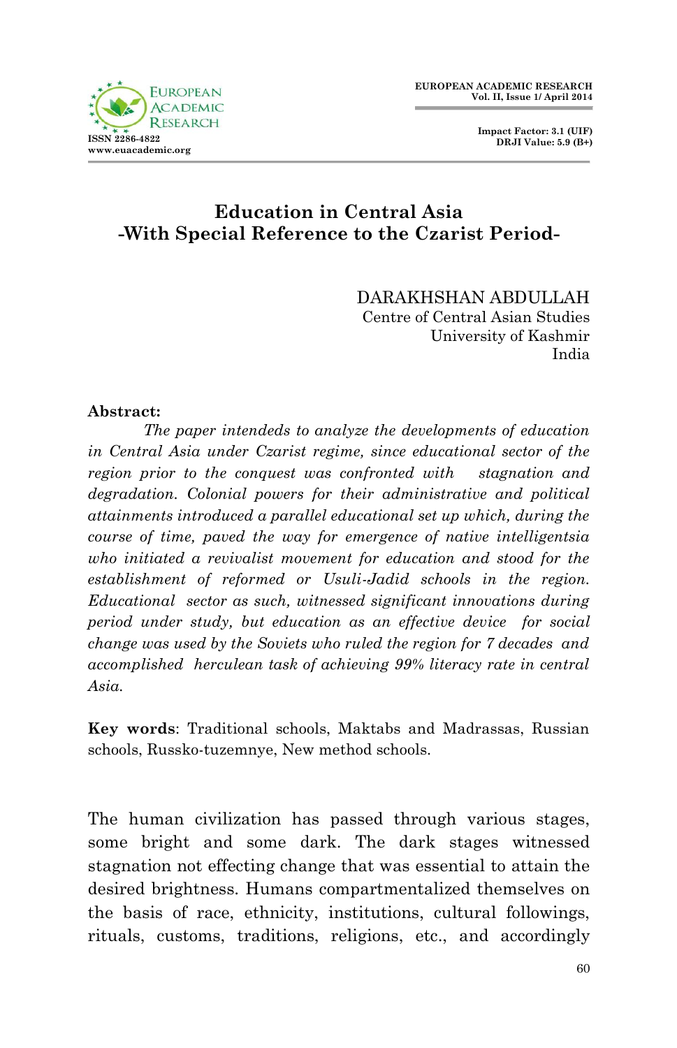# Education in Central Asia
## -With Special Reference to the Czarist Period-

DARAKHSHAN ABDULLAH
Centre of Central Asian Studies
University of Kashmir
India

**Abstract:**

*The paper intendeds to analyze the developments of education in Central Asia under Czarist regime, since educational sector of the region prior to the conquest was confronted with stagnation and degradation. Colonial powers for their administrative and political attainments introduced a parallel educational set up which, during the course of time, paved the way for emergence of native intelligentsia who initiated a revivalist movement for education and stood for the establishment of reformed or Usuli-Jadid schools in the region. Educational sector as such, witnessed significant innovations during period under study, but education as an effective device for social change was used by the Soviets who ruled the region for 7 decades and accomplished herculean task of achieving 99% literacy rate in central Asia.*

**Key words**: Traditional schools, Maktabs and Madrassas, Russian schools, Russko-tuzemnye, New method schools.

The human civilization has passed through various stages, some bright and some dark. The dark stages witnessed stagnation not effecting change that was essential to attain the desired brightness. Humans compartmentalized themselves on the basis of race, ethnicity, institutions, cultural followings, rituals, customs, traditions, religions, etc., and accordingly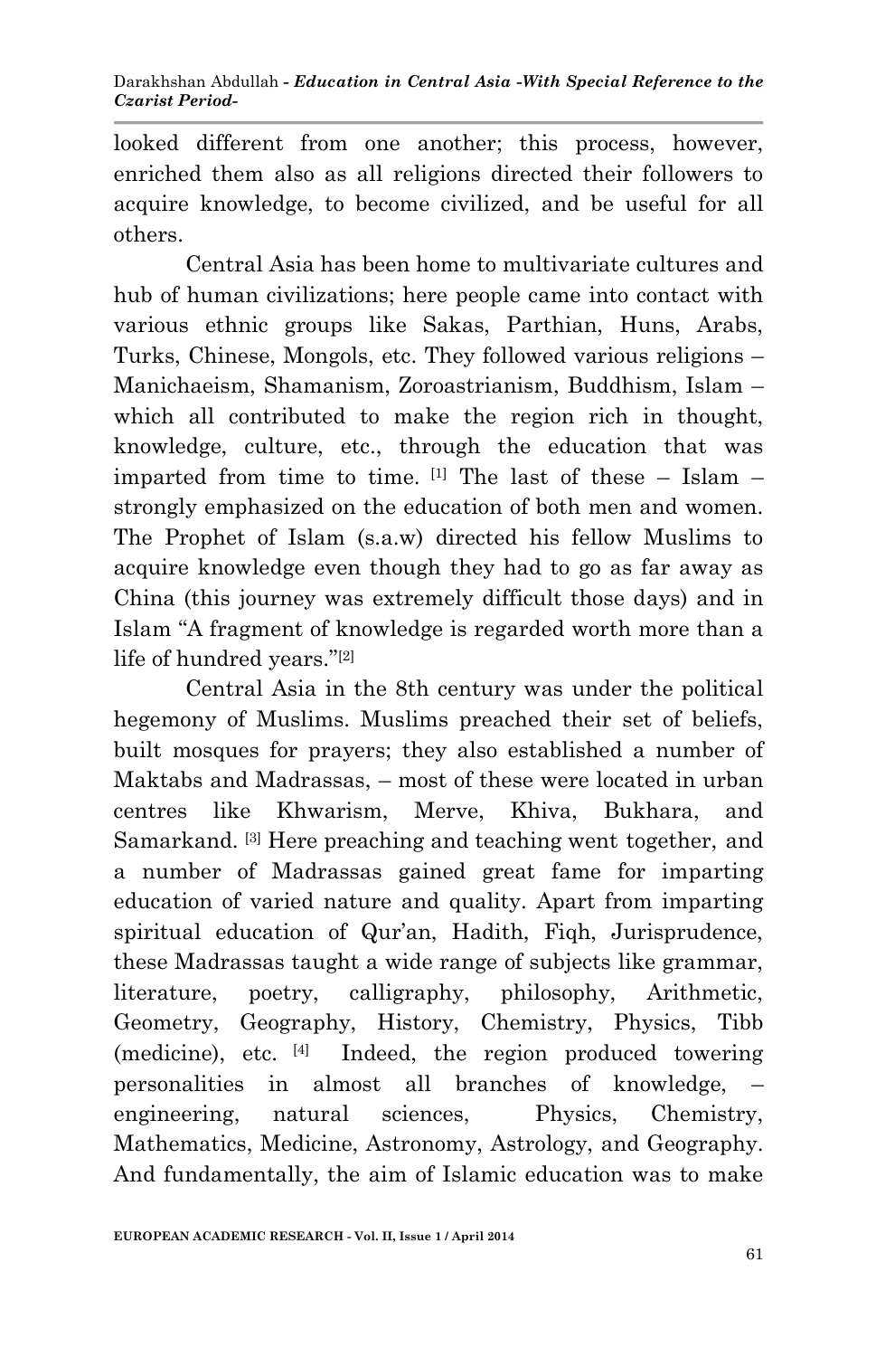looked different from one another; this process, however, enriched them also as all religions directed their followers to acquire knowledge, to become civilized, and be useful for all others.

Central Asia has been home to multivariate cultures and hub of human civilizations; here people came into contact with various ethnic groups like Sakas, Parthian, Huns, Arabs, Turks, Chinese, Mongols, etc. They followed various religions – Manichaeism, Shamanism, Zoroastrianism, Buddhism, Islam – which all contributed to make the region rich in thought, knowledge, culture, etc., through the education that was imparted from time to time. [1] The last of these – Islam – strongly emphasized on the education of both men and women. The Prophet of Islam (s.a.w) directed his fellow Muslims to acquire knowledge even though they had to go as far away as China (this journey was extremely difficult those days) and in Islam "A fragment of knowledge is regarded worth more than a life of hundred years."[2]

Central Asia in the 8th century was under the political hegemony of Muslims. Muslims preached their set of beliefs, built mosques for prayers; they also established a number of Maktabs and Madrassas, – most of these were located in urban centres like Khwarism, Merve, Khiva, Bukhara, and Samarkand. [3] Here preaching and teaching went together, and a number of Madrassas gained great fame for imparting education of varied nature and quality. Apart from imparting spiritual education of Qur'an, Hadith, Fiqh, Jurisprudence, these Madrassas taught a wide range of subjects like grammar, literature, poetry, calligraphy, philosophy, Arithmetic, Geometry, Geography, History, Chemistry, Physics, Tibb (medicine), etc. [4] Indeed, the region produced towering personalities in almost all branches of knowledge, – engineering, natural sciences, Physics, Chemistry, Mathematics, Medicine, Astronomy, Astrology, and Geography. And fundamentally, the aim of Islamic education was to make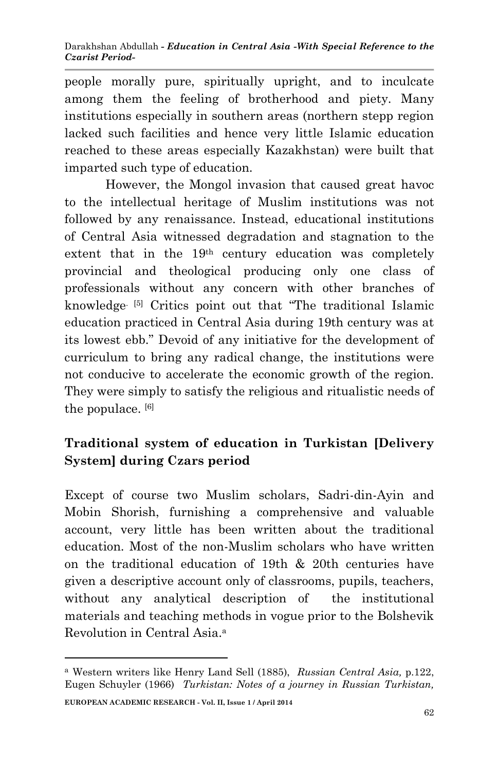people morally pure, spiritually upright, and to inculcate among them the feeling of brotherhood and piety. Many institutions especially in southern areas (northern stepp region lacked such facilities and hence very little Islamic education reached to these areas especially Kazakhstan) were built that imparted such type of education.

However, the Mongol invasion that caused great havoc to the intellectual heritage of Muslim institutions was not followed by any renaissance. Instead, educational institutions of Central Asia witnessed degradation and stagnation to the extent that in the 19th century education was completely provincial and theological producing only one class of professionals without any concern with other branches of knowledge. [5] Critics point out that "The traditional Islamic education practiced in Central Asia during 19th century was at its lowest ebb." Devoid of any initiative for the development of curriculum to bring any radical change, the institutions were not conducive to accelerate the economic growth of the region. They were simply to satisfy the religious and ritualistic needs of the populace. [6]

## Traditional system of education in Turkistan [Delivery System] during Czars period

Except of course two Muslim scholars, Sadri-din-Ayin and Mobin Shorish, furnishing a comprehensive and valuable account, very little has been written about the traditional education. Most of the non-Muslim scholars who have written on the traditional education of 19th & 20th centuries have given a descriptive account only of classrooms, pupils, teachers, without any analytical description of the institutional materials and teaching methods in vogue prior to the Bolshevik Revolution in Central Asia.[a]

---

[a] Western writers like Henry Land Sell (1885), *Russian Central Asia,* p.122, Eugen Schuyler (1966) *Turkistan: Notes of a journey in Russian Turkistan,*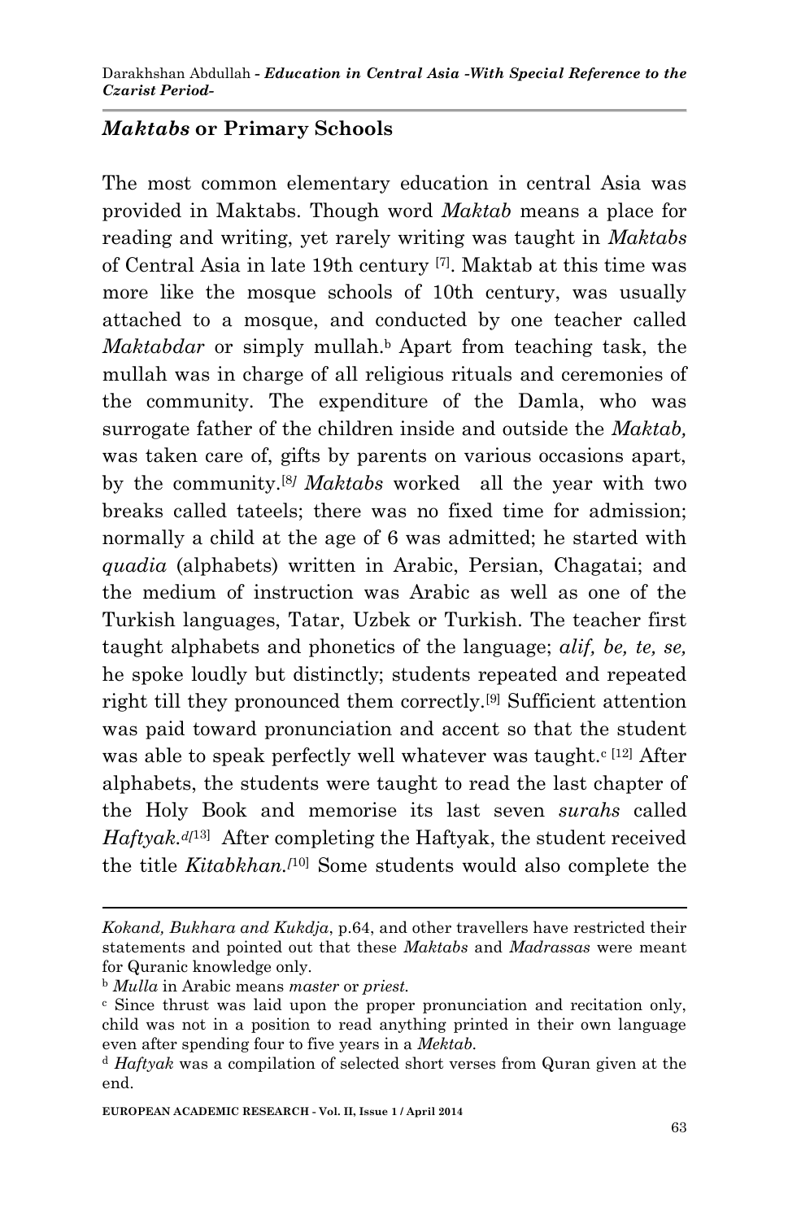## *Maktabs* or Primary Schools

The most common elementary education in central Asia was provided in Maktabs. Though word *Maktab* means a place for reading and writing, yet rarely writing was taught in *Maktabs* of Central Asia in late 19th century [7]. Maktab at this time was more like the mosque schools of 10th century, was usually attached to a mosque, and conducted by one teacher called *Maktabdar* or simply mullah.[b] Apart from teaching task, the mullah was in charge of all religious rituals and ceremonies of the community. The expenditure of the Damla, who was surrogate father of the children inside and outside the *Maktab,* was taken care of, gifts by parents on various occasions apart, by the community.[8] *Maktabs* worked all the year with two breaks called tateels; there was no fixed time for admission; normally a child at the age of 6 was admitted; he started with *quadia* (alphabets) written in Arabic, Persian, Chagatai; and the medium of instruction was Arabic as well as one of the Turkish languages, Tatar, Uzbek or Turkish. The teacher first taught alphabets and phonetics of the language; *alif, be, te, se,* he spoke loudly but distinctly; students repeated and repeated right till they pronounced them correctly.[9] Sufficient attention was paid toward pronunciation and accent so that the student was able to speak perfectly well whatever was taught.[c] [12] After alphabets, the students were taught to read the last chapter of the Holy Book and memorise its last seven *surahs* called *Haftyak.*[d][13] After completing the Haftyak, the student received the title *Kitabkhan.*[10] Some students would also complete the

---

*Kokand, Bukhara and Kukdja*, p.64, and other travellers have restricted their statements and pointed out that these *Maktabs* and *Madrassas* were meant for Quranic knowledge only.

[b] *Mulla* in Arabic means *master* or *priest.*

[c] Since thrust was laid upon the proper pronunciation and recitation only, child was not in a position to read anything printed in their own language even after spending four to five years in a *Mektab.*

[d] *Haftyak* was a compilation of selected short verses from Quran given at the end.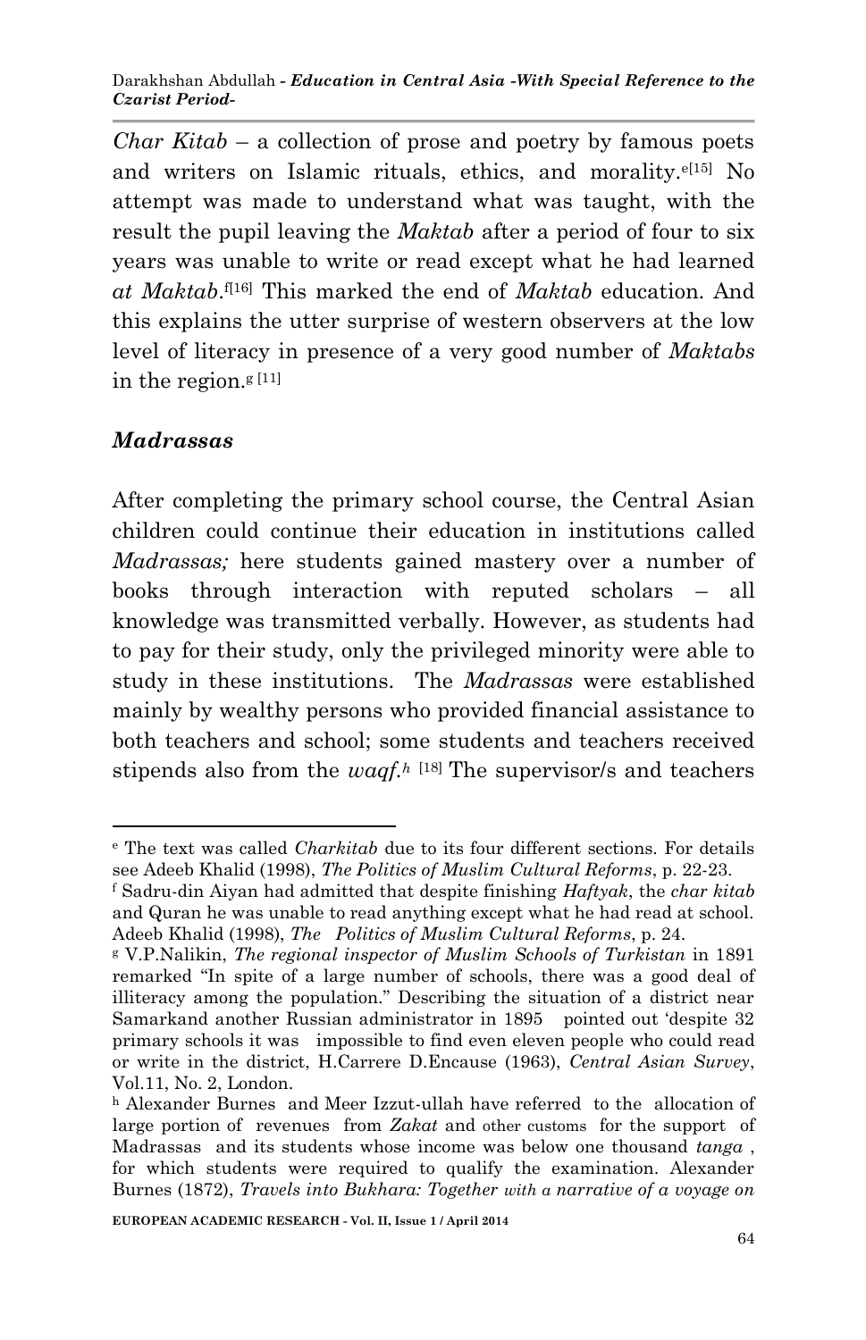*Char Kitab* – a collection of prose and poetry by famous poets and writers on Islamic rituals, ethics, and morality.[e][15] No attempt was made to understand what was taught, with the result the pupil leaving the *Maktab* after a period of four to six years was unable to write or read except what he had learned *at Maktab*.[f][16] This marked the end of *Maktab* education. And this explains the utter surprise of western observers at the low level of literacy in presence of a very good number of *Maktabs* in the region.[g] [11]

## *Madrassas*

After completing the primary school course, the Central Asian children could continue their education in institutions called *Madrassas;* here students gained mastery over a number of books through interaction with reputed scholars – all knowledge was transmitted verbally. However, as students had to pay for their study, only the privileged minority were able to study in these institutions. The *Madrassas* were established mainly by wealthy persons who provided financial assistance to both teachers and school; some students and teachers received stipends also from the *waqf*.[h] [18] The supervisor/s and teachers

---

[e] The text was called *Charkitab* due to its four different sections. For details see Adeeb Khalid (1998), *The Politics of Muslim Cultural Reforms*, p. 22-23.

[f] Sadru-din Aiyan had admitted that despite finishing *Haftyak*, the *char kitab* and Quran he was unable to read anything except what he had read at school. Adeeb Khalid (1998), *The Politics of Muslim Cultural Reforms*, p. 24.

[g] V.P.Nalikin, *The regional inspector of Muslim Schools of Turkistan* in 1891 remarked "In spite of a large number of schools, there was a good deal of illiteracy among the population." Describing the situation of a district near Samarkand another Russian administrator in 1895 pointed out 'despite 32 primary schools it was impossible to find even eleven people who could read or write in the district, H.Carrere D.Encause (1963), *Central Asian Survey*, Vol.11, No. 2, London.

[h] Alexander Burnes and Meer Izzut-ullah have referred to the allocation of large portion of revenues from *Zakat* and other customs for the support of Madrassas and its students whose income was below one thousand *tanga* , for which students were required to qualify the examination. Alexander Burnes (1872), *Travels into Bukhara: Together with a narrative of a voyage on*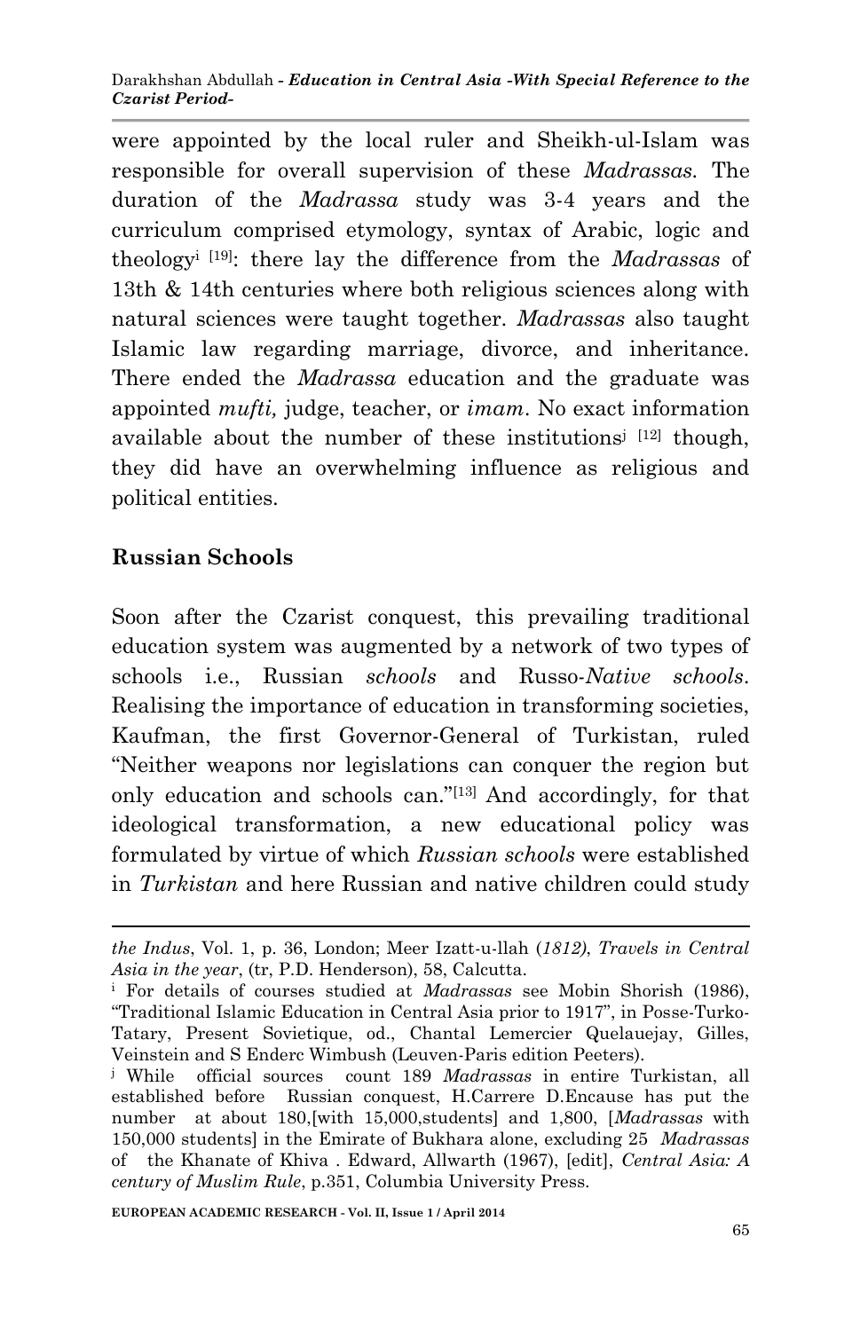were appointed by the local ruler and Sheikh-ul-Islam was responsible for overall supervision of these *Madrassas*. The duration of the *Madrassa* study was 3-4 years and the curriculum comprised etymology, syntax of Arabic, logic and theology[i] [19]: there lay the difference from the *Madrassas* of 13th & 14th centuries where both religious sciences along with natural sciences were taught together. *Madrassas* also taught Islamic law regarding marriage, divorce, and inheritance. There ended the *Madrassa* education and the graduate was appointed *mufti,* judge, teacher, or *imam*. No exact information available about the number of these institutions[j] [12] though, they did have an overwhelming influence as religious and political entities.

## Russian Schools

Soon after the Czarist conquest, this prevailing traditional education system was augmented by a network of two types of schools i.e., Russian *schools* and Russo-*Native schools*. Realising the importance of education in transforming societies, Kaufman, the first Governor-General of Turkistan, ruled "Neither weapons nor legislations can conquer the region but only education and schools can."[13] And accordingly, for that ideological transformation, a new educational policy was formulated by virtue of which *Russian schools* were established in *Turkistan* and here Russian and native children could study

---

*the Indus*, Vol. 1, p. 36, London; Meer Izatt-u-llah (*1812)*, *Travels in Central Asia in the year*, (tr, P.D. Henderson), 58, Calcutta.

[i] For details of courses studied at *Madrassas* see Mobin Shorish (1986), "Traditional Islamic Education in Central Asia prior to 1917", in Posse-Turko-Tatary, Present Sovietique, od., Chantal Lemercier Quelauejay, Gilles, Veinstein and S Enderc Wimbush (Leuven-Paris edition Peeters).

[j] While official sources count 189 *Madrassas* in entire Turkistan, all established before Russian conquest, H.Carrere D.Encause has put the number at about 180,[with 15,000,students] and 1,800, [*Madrassas* with 150,000 students] in the Emirate of Bukhara alone, excluding 25 *Madrassas* of the Khanate of Khiva . Edward, Allwarth (1967), [edit], *Central Asia: A century of Muslim Rule*, p.351, Columbia University Press.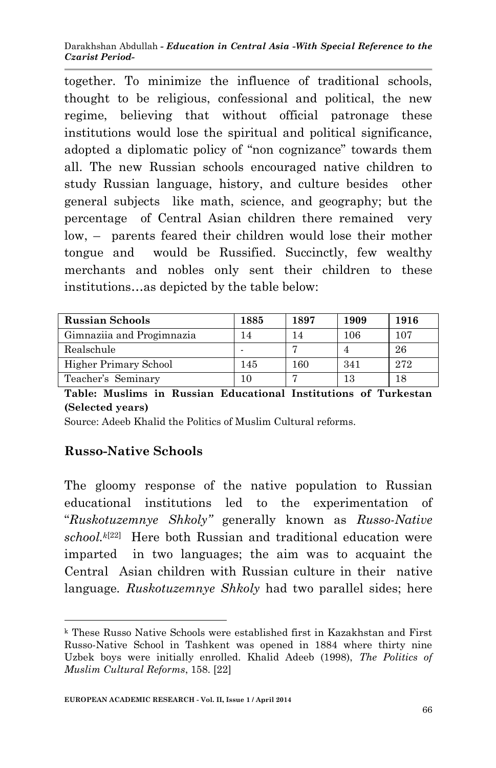together. To minimize the influence of traditional schools, thought to be religious, confessional and political, the new regime, believing that without official patronage these institutions would lose the spiritual and political significance, adopted a diplomatic policy of "non cognizance" towards them all. The new Russian schools encouraged native children to study Russian language, history, and culture besides other general subjects like math, science, and geography; but the percentage of Central Asian children there remained very low, – parents feared their children would lose their mother tongue and would be Russified. Succinctly, few wealthy merchants and nobles only sent their children to these institutions…as depicted by the table below:

| **Russian Schools** | **1885** | **1897** | **1909** | **1916** |
|---|---|---|---|---|
| Gimnaziia and Progimnazia | 14 | 14 | 106 | 107 |
| Realschule | - | 7 | 4 | 26 |
| Higher Primary School | 145 | 160 | 341 | 272 |
| Teacher's Seminary | 10 | 7 | 13 | 18 |

**Table: Muslims in Russian Educational Institutions of Turkestan (Selected years)**

Source: Adeeb Khalid the Politics of Muslim Cultural reforms.

## Russo-Native Schools

The gloomy response of the native population to Russian educational institutions led to the experimentation of "*Ruskotuzemnye Shkoly"* generally known as *Russo-Native school.*[k][22] Here both Russian and traditional education were imparted in two languages; the aim was to acquaint the Central Asian children with Russian culture in their native language. *Ruskotuzemnye Shkoly* had two parallel sides; here

[k] These Russo Native Schools were established first in Kazakhstan and First Russo-Native School in Tashkent was opened in 1884 where thirty nine Uzbek boys were initially enrolled. Khalid Adeeb (1998), *The Politics of Muslim Cultural Reforms*, 158. [22]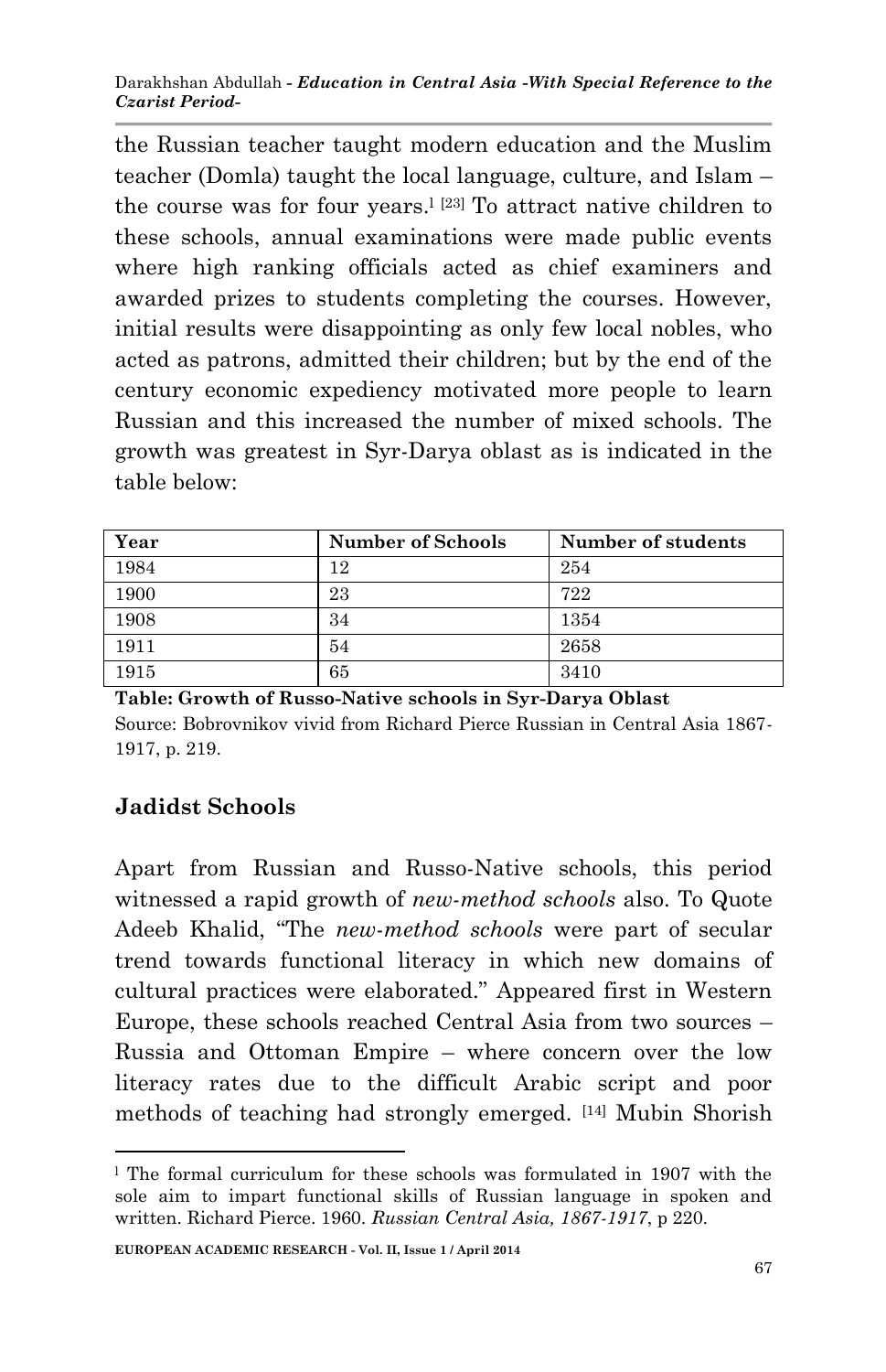the Russian teacher taught modern education and the Muslim teacher (Domla) taught the local language, culture, and Islam – the course was for four years.[1] [23] To attract native children to these schools, annual examinations were made public events where high ranking officials acted as chief examiners and awarded prizes to students completing the courses. However, initial results were disappointing as only few local nobles, who acted as patrons, admitted their children; but by the end of the century economic expediency motivated more people to learn Russian and this increased the number of mixed schools. The growth was greatest in Syr-Darya oblast as is indicated in the table below:

| Year | Number of Schools | Number of students |
|---|---|---|
| 1984 | 12 | 254 |
| 1900 | 23 | 722 |
| 1908 | 34 | 1354 |
| 1911 | 54 | 2658 |
| 1915 | 65 | 3410 |

**Table: Growth of Russo-Native schools in Syr-Darya Oblast**

Source: Bobrovnikov vivid from Richard Pierce Russian in Central Asia 1867-1917, p. 219.

## Jadidst Schools

Apart from Russian and Russo-Native schools, this period witnessed a rapid growth of *new-method schools* also. To Quote Adeeb Khalid, "The *new-method schools* were part of secular trend towards functional literacy in which new domains of cultural practices were elaborated." Appeared first in Western Europe, these schools reached Central Asia from two sources – Russia and Ottoman Empire – where concern over the low literacy rates due to the difficult Arabic script and poor methods of teaching had strongly emerged. [14] Mubin Shorish

[1] The formal curriculum for these schools was formulated in 1907 with the sole aim to impart functional skills of Russian language in spoken and written. Richard Pierce. 1960. *Russian Central Asia, 1867-1917*, p 220.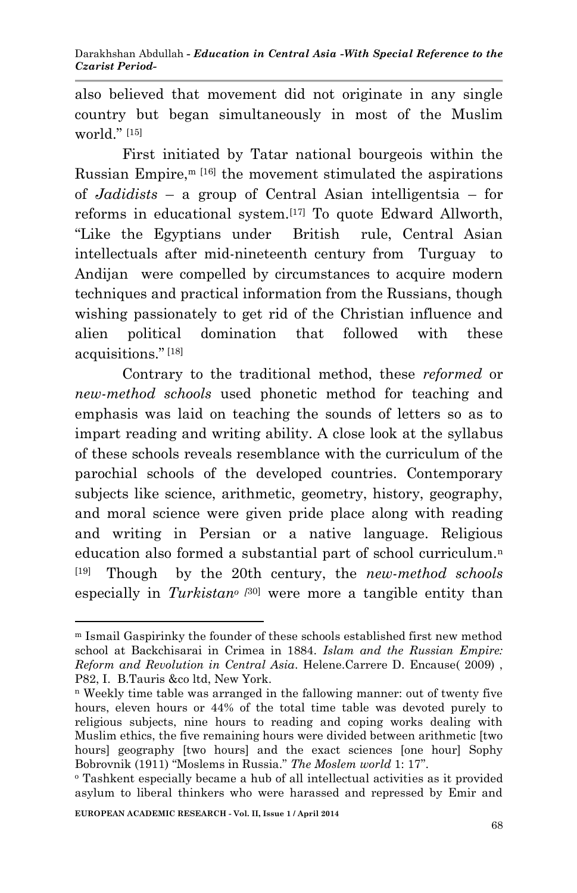also believed that movement did not originate in any single country but began simultaneously in most of the Muslim world." [15]

First initiated by Tatar national bourgeois within the Russian Empire,[m] [16] the movement stimulated the aspirations of *Jadidists* – a group of Central Asian intelligentsia – for reforms in educational system.[17] To quote Edward Allworth, "Like the Egyptians under British rule, Central Asian intellectuals after mid-nineteenth century from Turguay to Andijan were compelled by circumstances to acquire modern techniques and practical information from the Russians, though wishing passionately to get rid of the Christian influence and alien political domination that followed with these acquisitions." [18]

Contrary to the traditional method, these *reformed* or *new-method schools* used phonetic method for teaching and emphasis was laid on teaching the sounds of letters so as to impart reading and writing ability. A close look at the syllabus of these schools reveals resemblance with the curriculum of the parochial schools of the developed countries. Contemporary subjects like science, arithmetic, geometry, history, geography, and moral science were given pride place along with reading and writing in Persian or a native language. Religious education also formed a substantial part of school curriculum.[n] [19] Though by the 20th century, the *new-method schools* especially in *Turkistan*[o] [30] were more a tangible entity than

---

[m] Ismail Gaspirinky the founder of these schools established first new method school at Backchisarai in Crimea in 1884. *Islam and the Russian Empire: Reform and Revolution in Central Asia*. Helene.Carrere D. Encause( 2009) , P82, I. B.Tauris &co ltd, New York.

[n] Weekly time table was arranged in the fallowing manner: out of twenty five hours, eleven hours or 44% of the total time table was devoted purely to religious subjects, nine hours to reading and coping works dealing with Muslim ethics, the five remaining hours were divided between arithmetic [two hours] geography [two hours] and the exact sciences [one hour] Sophy Bobrovnik (1911) "Moslems in Russia." *The Moslem world* 1: 17".

[o] Tashkent especially became a hub of all intellectual activities as it provided asylum to liberal thinkers who were harassed and repressed by Emir and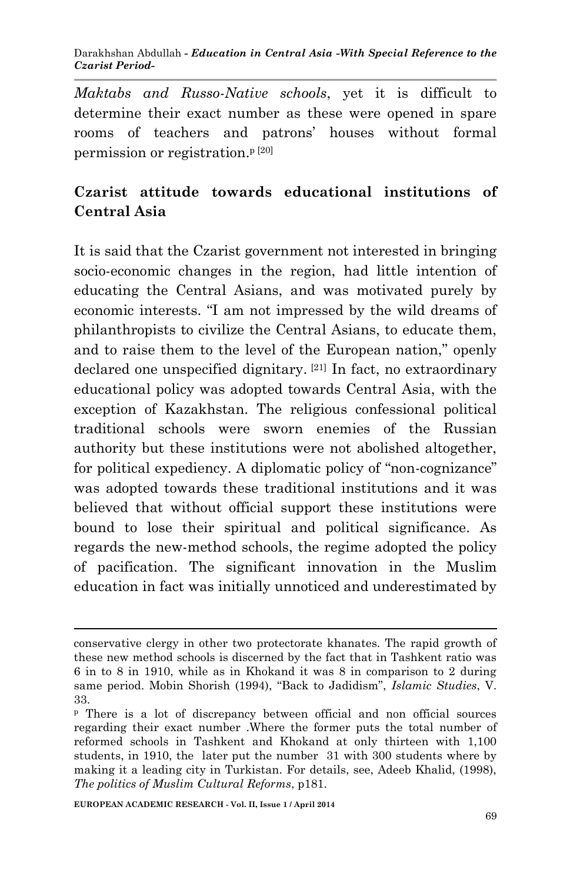*Maktabs and Russo-Native schools*, yet it is difficult to determine their exact number as these were opened in spare rooms of teachers and patrons' houses without formal permission or registration.[p] [20]

## Czarist attitude towards educational institutions of Central Asia

It is said that the Czarist government not interested in bringing socio-economic changes in the region, had little intention of educating the Central Asians, and was motivated purely by economic interests. "I am not impressed by the wild dreams of philanthropists to civilize the Central Asians, to educate them, and to raise them to the level of the European nation," openly declared one unspecified dignitary. [21] In fact, no extraordinary educational policy was adopted towards Central Asia, with the exception of Kazakhstan. The religious confessional political traditional schools were sworn enemies of the Russian authority but these institutions were not abolished altogether, for political expediency. A diplomatic policy of "non-cognizance" was adopted towards these traditional institutions and it was believed that without official support these institutions were bound to lose their spiritual and political significance. As regards the new-method schools, the regime adopted the policy of pacification. The significant innovation in the Muslim education in fact was initially unnoticed and underestimated by

---

conservative clergy in other two protectorate khanates. The rapid growth of these new method schools is discerned by the fact that in Tashkent ratio was 6 in to 8 in 1910, while as in Khokand it was 8 in comparison to 2 during same period. Mobin Shorish (1994), "Back to Jadidism", *Islamic Studies*, V. 33.

[p] There is a lot of discrepancy between official and non official sources regarding their exact number .Where the former puts the total number of reformed schools in Tashkent and Khokand at only thirteen with 1,100 students, in 1910, the later put the number 31 with 300 students where by making it a leading city in Turkistan. For details, see, Adeeb Khalid, (1998), *The politics of Muslim Cultural Reforms*, p181.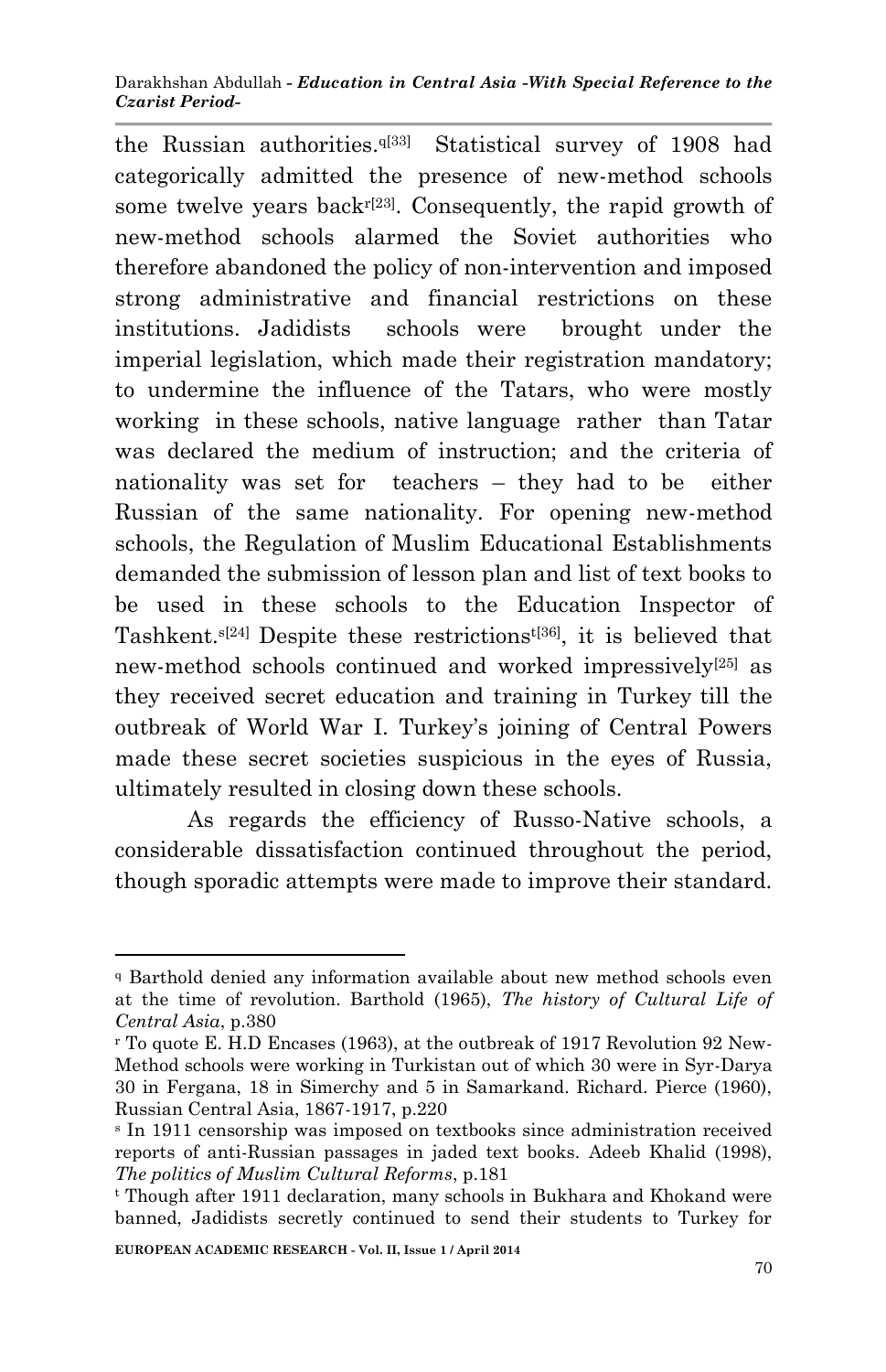the Russian authorities.q[33] Statistical survey of 1908 had categorically admitted the presence of new-method schools some twelve years backr[23]. Consequently, the rapid growth of new-method schools alarmed the Soviet authorities who therefore abandoned the policy of non-intervention and imposed strong administrative and financial restrictions on these institutions. Jadidists schools were brought under the imperial legislation, which made their registration mandatory; to undermine the influence of the Tatars, who were mostly working in these schools, native language rather than Tatar was declared the medium of instruction; and the criteria of nationality was set for teachers – they had to be either Russian of the same nationality. For opening new-method schools, the Regulation of Muslim Educational Establishments demanded the submission of lesson plan and list of text books to be used in these schools to the Education Inspector of Tashkent.s[24] Despite these restrictionst[36], it is believed that new-method schools continued and worked impressively[25] as they received secret education and training in Turkey till the outbreak of World War I. Turkey's joining of Central Powers made these secret societies suspicious in the eyes of Russia, ultimately resulted in closing down these schools.

As regards the efficiency of Russo-Native schools, a considerable dissatisfaction continued throughout the period, though sporadic attempts were made to improve their standard.

---

q Barthold denied any information available about new method schools even at the time of revolution. Barthold (1965), *The history of Cultural Life of Central Asia*, p.380

r To quote E. H.D Encases (1963), at the outbreak of 1917 Revolution 92 New-Method schools were working in Turkistan out of which 30 were in Syr-Darya 30 in Fergana, 18 in Simerchy and 5 in Samarkand. Richard. Pierce (1960), Russian Central Asia, 1867-1917, p.220

s In 1911 censorship was imposed on textbooks since administration received reports of anti-Russian passages in jaded text books. Adeeb Khalid (1998), *The politics of Muslim Cultural Reforms*, p.181

t Though after 1911 declaration, many schools in Bukhara and Khokand were banned, Jadidists secretly continued to send their students to Turkey for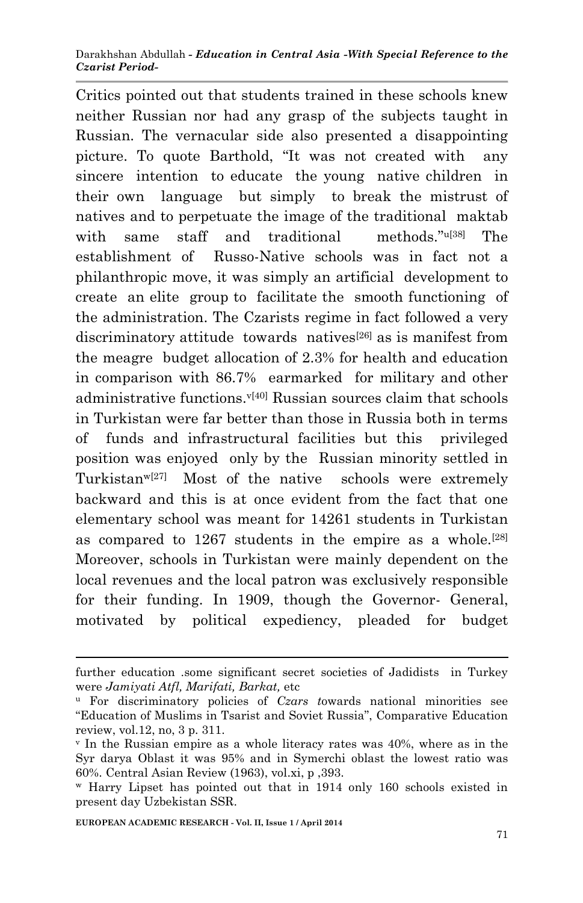Critics pointed out that students trained in these schools knew neither Russian nor had any grasp of the subjects taught in Russian. The vernacular side also presented a disappointing picture. To quote Barthold, "It was not created with any sincere intention to educate the young native children in their own language but simply to break the mistrust of natives and to perpetuate the image of the traditional maktab with same staff and traditional methods."[u][38] The establishment of Russo-Native schools was in fact not a philanthropic move, it was simply an artificial development to create an elite group to facilitate the smooth functioning of the administration. The Czarists regime in fact followed a very discriminatory attitude towards natives[26] as is manifest from the meagre budget allocation of 2.3% for health and education in comparison with 86.7% earmarked for military and other administrative functions.[v][40] Russian sources claim that schools in Turkistan were far better than those in Russia both in terms of funds and infrastructural facilities but this privileged position was enjoyed only by the Russian minority settled in Turkistan[w][27] Most of the native schools were extremely backward and this is at once evident from the fact that one elementary school was meant for 14261 students in Turkistan as compared to 1267 students in the empire as a whole.[28] Moreover, schools in Turkistan were mainly dependent on the local revenues and the local patron was exclusively responsible for their funding. In 1909, though the Governor- General, motivated by political expediency, pleaded for budget

---

further education .some significant secret societies of Jadidists in Turkey were *Jamiyati Atfl, Marifati, Barkat,* etc

[u] For discriminatory policies of *Czars t*owards national minorities see "Education of Muslims in Tsarist and Soviet Russia", Comparative Education review, vol.12, no, 3 p. 311.

[v] In the Russian empire as a whole literacy rates was 40%, where as in the Syr darya Oblast it was 95% and in Symerchi oblast the lowest ratio was 60%. Central Asian Review (1963), vol.xi, p ,393.

[w] Harry Lipset has pointed out that in 1914 only 160 schools existed in present day Uzbekistan SSR.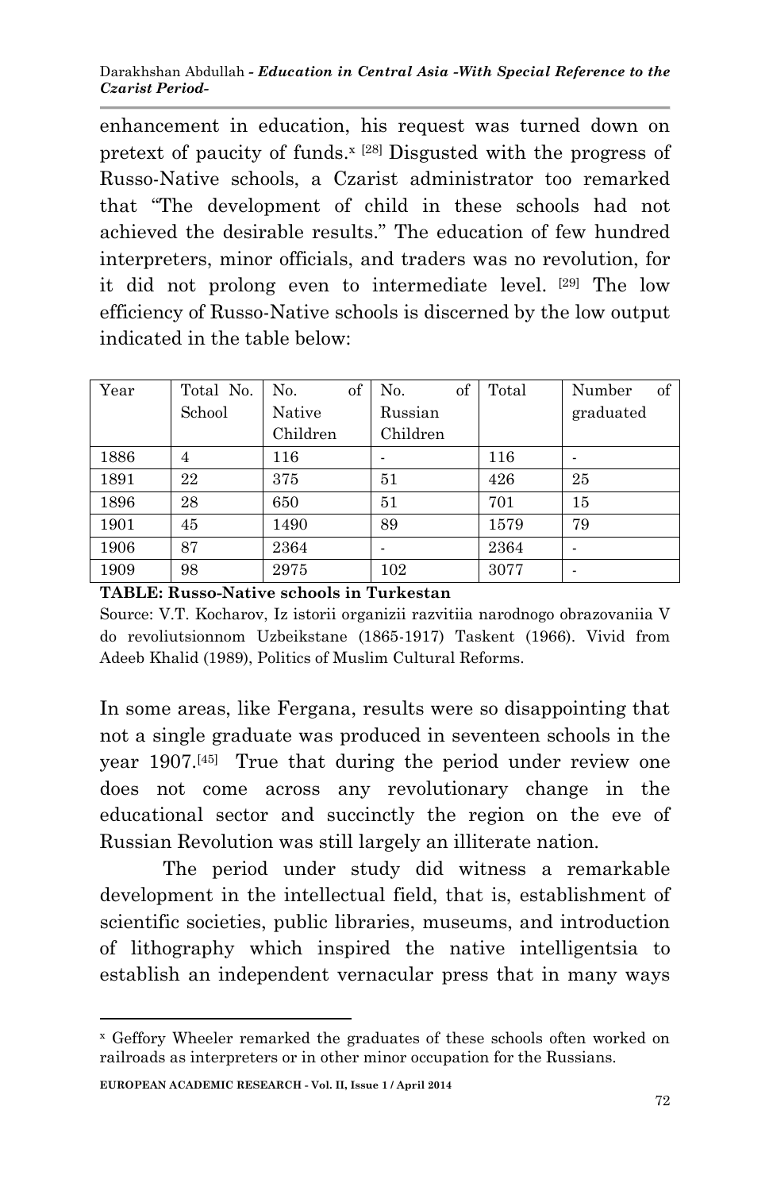enhancement in education, his request was turned down on pretext of paucity of funds.[x] [28] Disgusted with the progress of Russo-Native schools, a Czarist administrator too remarked that "The development of child in these schools had not achieved the desirable results." The education of few hundred interpreters, minor officials, and traders was no revolution, for it did not prolong even to intermediate level. [29] The low efficiency of Russo-Native schools is discerned by the low output indicated in the table below:

| Year | Total No. School | No. of Native Children | No. of Russian Children | Total | Number of graduated |
|---|---|---|---|---|---|
| 1886 | 4 | 116 | - | 116 | - |
| 1891 | 22 | 375 | 51 | 426 | 25 |
| 1896 | 28 | 650 | 51 | 701 | 15 |
| 1901 | 45 | 1490 | 89 | 1579 | 79 |
| 1906 | 87 | 2364 | - | 2364 | - |
| 1909 | 98 | 2975 | 102 | 3077 | - |

**TABLE: Russo-Native schools in Turkestan**

Source: V.T. Kocharov, Iz istorii organizii razvitiia narodnogo obrazovaniia V do revoliutsionnom Uzbeikstane (1865-1917) Taskent (1966). Vivid from Adeeb Khalid (1989), Politics of Muslim Cultural Reforms.

In some areas, like Fergana, results were so disappointing that not a single graduate was produced in seventeen schools in the year 1907.[45] True that during the period under review one does not come across any revolutionary change in the educational sector and succinctly the region on the eve of Russian Revolution was still largely an illiterate nation.

The period under study did witness a remarkable development in the intellectual field, that is, establishment of scientific societies, public libraries, museums, and introduction of lithography which inspired the native intelligentsia to establish an independent vernacular press that in many ways

---

[x] Geffory Wheeler remarked the graduates of these schools often worked on railroads as interpreters or in other minor occupation for the Russians.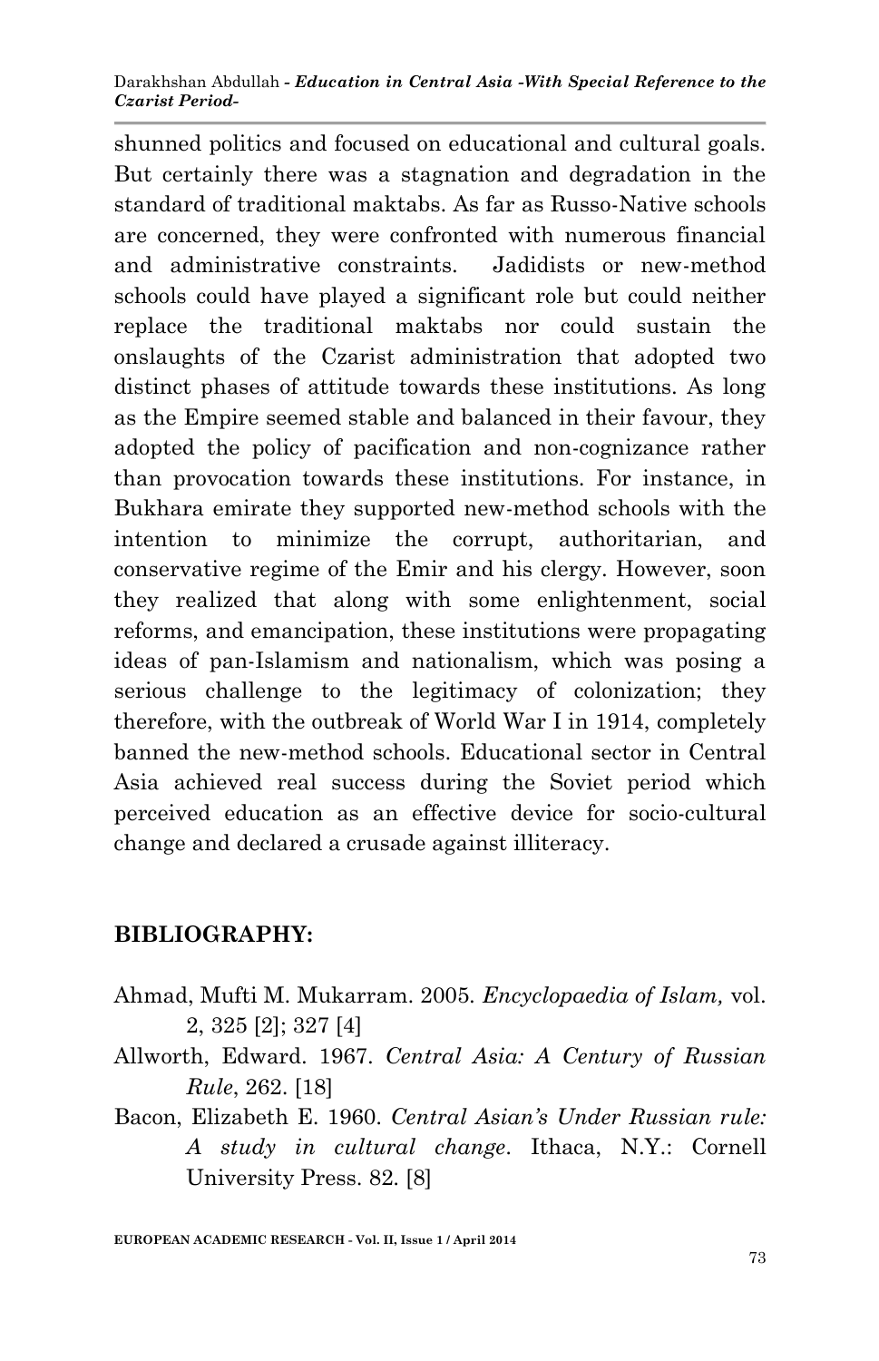shunned politics and focused on educational and cultural goals. But certainly there was a stagnation and degradation in the standard of traditional maktabs. As far as Russo-Native schools are concerned, they were confronted with numerous financial and administrative constraints. Jadidists or new-method schools could have played a significant role but could neither replace the traditional maktabs nor could sustain the onslaughts of the Czarist administration that adopted two distinct phases of attitude towards these institutions. As long as the Empire seemed stable and balanced in their favour, they adopted the policy of pacification and non-cognizance rather than provocation towards these institutions. For instance, in Bukhara emirate they supported new-method schools with the intention to minimize the corrupt, authoritarian, and conservative regime of the Emir and his clergy. However, soon they realized that along with some enlightenment, social reforms, and emancipation, these institutions were propagating ideas of pan-Islamism and nationalism, which was posing a serious challenge to the legitimacy of colonization; they therefore, with the outbreak of World War I in 1914, completely banned the new-method schools. Educational sector in Central Asia achieved real success during the Soviet period which perceived education as an effective device for socio-cultural change and declared a crusade against illiteracy.

## BIBLIOGRAPHY:

Ahmad, Mufti M. Mukarram. 2005. *Encyclopaedia of Islam,* vol. 2, 325 [2]; 327 [4]

Allworth, Edward. 1967. *Central Asia: A Century of Russian Rule*, 262. [18]

Bacon, Elizabeth E. 1960. *Central Asian's Under Russian rule: A study in cultural change*. Ithaca, N.Y.: Cornell University Press. 82. [8]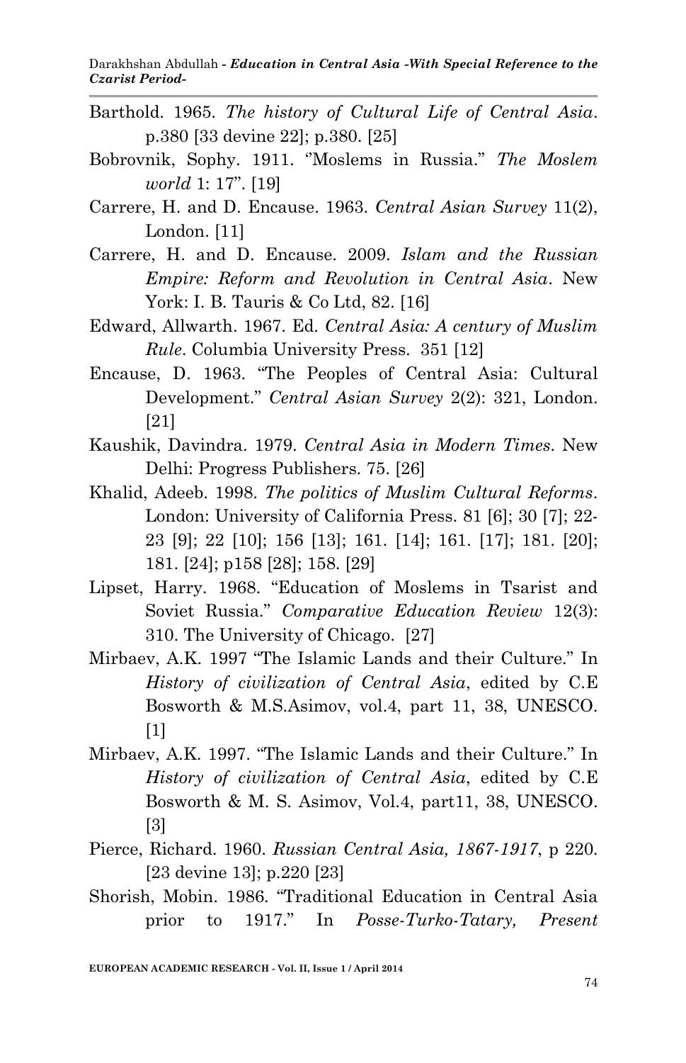Barthold. 1965. *The history of Cultural Life of Central Asia*. p.380 [33 devine 22]; p.380. [25]

Bobrovnik, Sophy. 1911. ''Moslems in Russia." *The Moslem world* 1: 17". [19]

Carrere, H. and D. Encause. 1963. *Central Asian Survey* 11(2), London. [11]

Carrere, H. and D. Encause. 2009. *Islam and the Russian Empire: Reform and Revolution in Central Asia*. New York: I. B. Tauris & Co Ltd, 82. [16]

Edward, Allwarth. 1967. Ed. *Central Asia: A century of Muslim Rule*. Columbia University Press. 351 [12]

Encause, D. 1963. "The Peoples of Central Asia: Cultural Development." *Central Asian Survey* 2(2): 321, London. [21]

Kaushik, Davindra. 1979. *Central Asia in Modern Times*. New Delhi: Progress Publishers. 75. [26]

Khalid, Adeeb. 1998. *The politics of Muslim Cultural Reforms*. London: University of California Press. 81 [6]; 30 [7]; 22-23 [9]; 22 [10]; 156 [13]; 161. [14]; 161. [17]; 181. [20]; 181. [24]; p158 [28]; 158. [29]

Lipset, Harry. 1968. "Education of Moslems in Tsarist and Soviet Russia." *Comparative Education Review* 12(3): 310. The University of Chicago. [27]

Mirbaev, A.K. 1997 "The Islamic Lands and their Culture." In *History of civilization of Central Asia*, edited by C.E Bosworth & M.S.Asimov, vol.4, part 11, 38, UNESCO. [1]

Mirbaev, A.K. 1997. "The Islamic Lands and their Culture." In *History of civilization of Central Asia*, edited by C.E Bosworth & M. S. Asimov, Vol.4, part11, 38, UNESCO. [3]

Pierce, Richard. 1960. *Russian Central Asia, 1867-1917*, p 220. [23 devine 13]; p.220 [23]

Shorish, Mobin. 1986. "Traditional Education in Central Asia prior to 1917." In *Posse-Turko-Tatary, Present*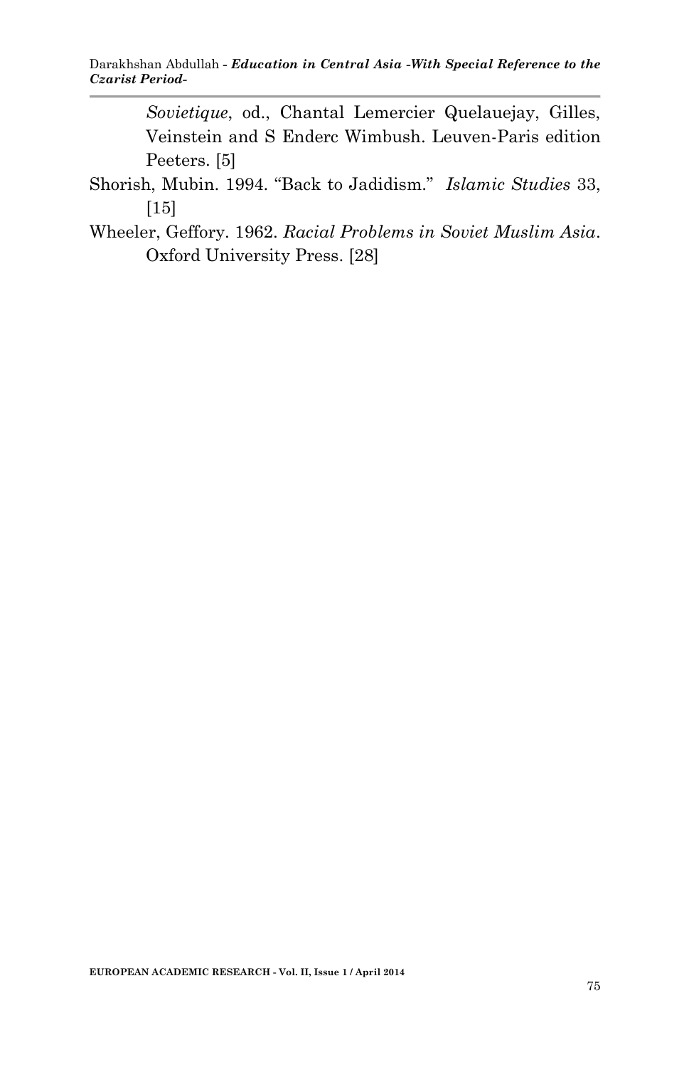*Sovietique*, od., Chantal Lemercier Quelauejay, Gilles, Veinstein and S Enderc Wimbush. Leuven-Paris edition Peeters. [5]

Shorish, Mubin. 1994. "Back to Jadidism." *Islamic Studies* 33, [15]

Wheeler, Geffory. 1962. *Racial Problems in Soviet Muslim Asia*. Oxford University Press. [28]